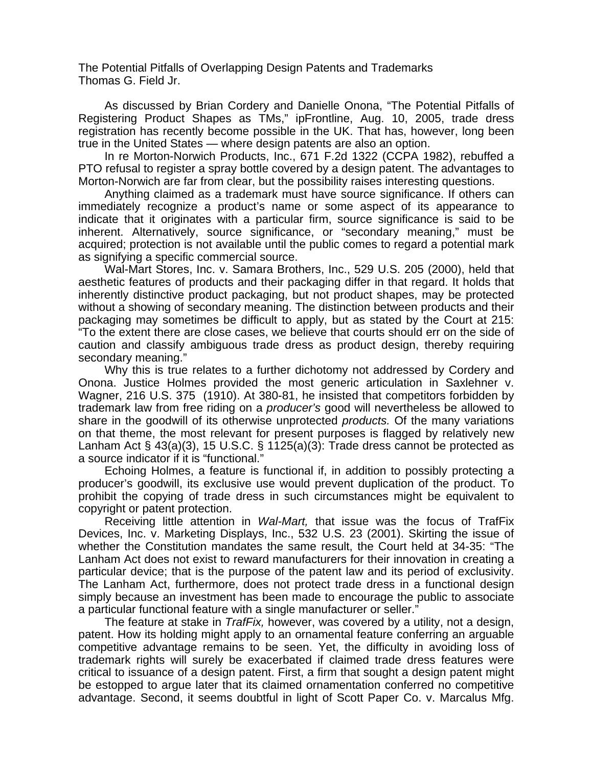# The Potential Pitfalls of Overlapping Design Patents and Trademarks

Thomas G. Field Jr.

As discussed by Brian Cordery and Danielle Onona, “The Potential Pitfalls of Registering Product Shapes as TMs,” ipFrontline, Aug. 10, 2005, trade dress registration has recently become possible in the UK. That has, however, long been true in the United States — where design patents are also an option.

In re Morton-Norwich Products, Inc., 671 F.2d 1322 (CCPA 1982), rebuffed a PTO refusal to register a spray bottle covered by a design patent. The advantages to Morton-Norwich are far from clear, but the possibility raises interesting questions.

Anything claimed as a trademark must have source significance. If others can immediately recognize a product’s name or some aspect of its appearance to indicate that it originates with a particular firm, source significance is said to be inherent. Alternatively, source significance, or “secondary meaning,” must be acquired; protection is not available until the public comes to regard a potential mark as signifying a specific commercial source.

Wal-Mart Stores, Inc. v. Samara Brothers, Inc., 529 U.S. 205 (2000), held that aesthetic features of products and their packaging differ in that regard. It holds that inherently distinctive product packaging, but not product shapes, may be protected without a showing of secondary meaning. The distinction between products and their packaging may sometimes be difficult to apply, but as stated by the Court at 215: “To the extent there are close cases, we believe that courts should err on the side of caution and classify ambiguous trade dress as product design, thereby requiring secondary meaning.”

Why this is true relates to a further dichotomy not addressed by Cordery and Onona. Justice Holmes provided the most generic articulation in Saxlehner v. Wagner, 216 U.S. 375 (1910). At 380-81, he insisted that competitors forbidden by trademark law from free riding on a *producer’s* good will nevertheless be allowed to share in the goodwill of its otherwise unprotected *products.* Of the many variations on that theme, the most relevant for present purposes is flagged by relatively new Lanham Act § 43(a)(3), 15 U.S.C. § 1125(a)(3): Trade dress cannot be protected as a source indicator if it is “functional.”

Echoing Holmes, a feature is functional if, in addition to possibly protecting a producer’s goodwill, its exclusive use would prevent duplication of the product. To prohibit the copying of trade dress in such circumstances might be equivalent to copyright or patent protection.

Receiving little attention in *Wal-Mart,* that issue was the focus of TrafFix Devices, Inc. v. Marketing Displays, Inc., 532 U.S. 23 (2001). Skirting the issue of whether the Constitution mandates the same result, the Court held at 34-35: “The Lanham Act does not exist to reward manufacturers for their innovation in creating a particular device; that is the purpose of the patent law and its period of exclusivity. The Lanham Act, furthermore, does not protect trade dress in a functional design simply because an investment has been made to encourage the public to associate a particular functional feature with a single manufacturer or seller.”

The feature at stake in *TrafFix,* however, was covered by a utility, not a design, patent. How its holding might apply to an ornamental feature conferring an arguable competitive advantage remains to be seen. Yet, the difficulty in avoiding loss of trademark rights will surely be exacerbated if claimed trade dress features were critical to issuance of a design patent. First, a firm that sought a design patent might be estopped to argue later that its claimed ornamentation conferred no competitive advantage. Second, it seems doubtful in light of Scott Paper Co. v. Marcalus Mfg.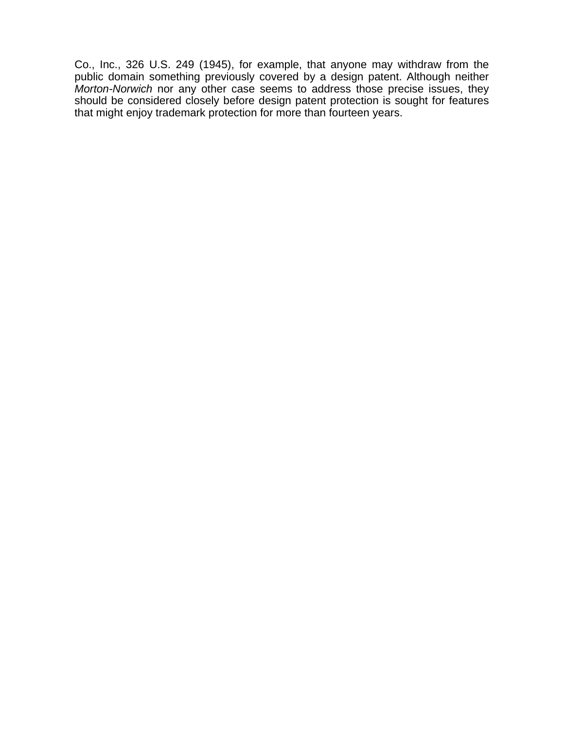Co., Inc., 326 U.S. 249 (1945), for example, that anyone may withdraw from the public domain something previously covered by a design patent. Although neither *Morton-Norwich* nor any other case seems to address those precise issues, they should be considered closely before design patent protection is sought for features that might enjoy trademark protection for more than fourteen years.